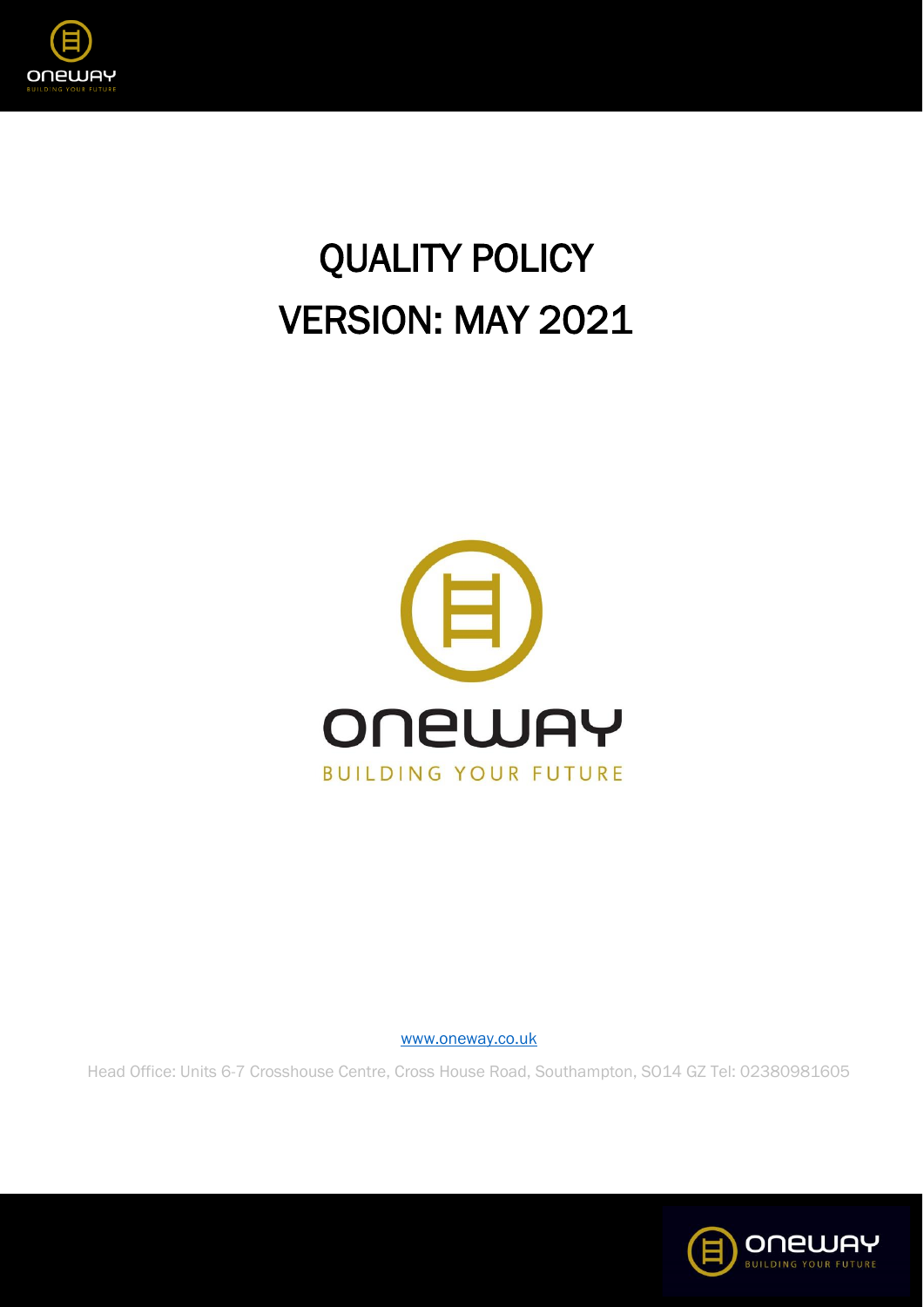# QUALITY POLICY

# VERSION: MAY 2021

ONEWAY

BUILDING YOUR FUTURE

www.oneway.co.uk

Head Office: Units 6-7 Crosshouse Centre, Cross House Road, Southampton, SO14 GZ Tel: 02380981605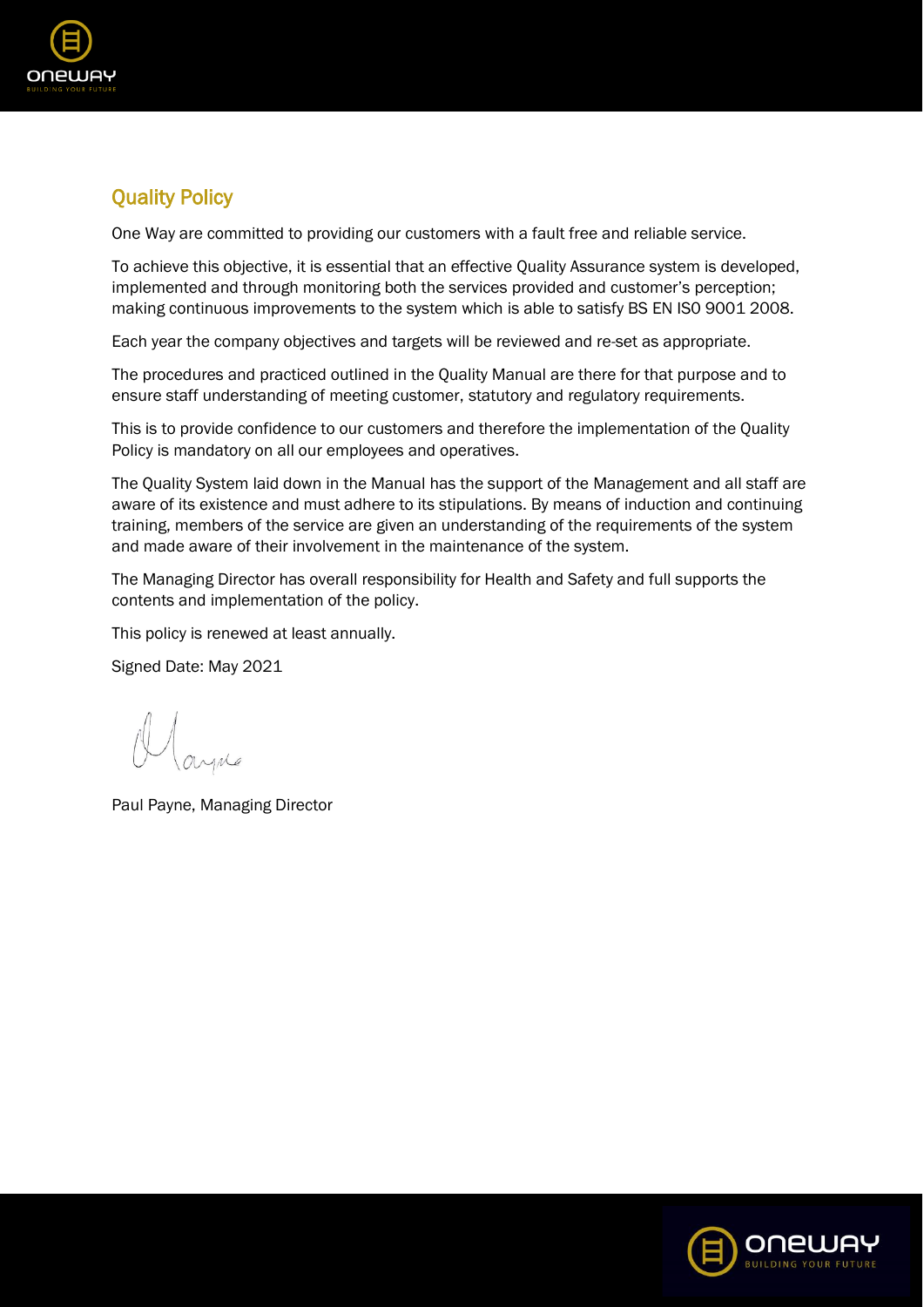## Quality Policy

One Way are committed to providing our customers with a fault free and reliable service.

To achieve this objective, it is essential that an effective Quality Assurance system is developed, implemented and through monitoring both the services provided and customer's perception; making continuous improvements to the system which is able to satisfy BS EN IS0 9001 2008.

Each year the company objectives and targets will be reviewed and re-set as appropriate.

The procedures and practiced outlined in the Quality Manual are there for that purpose and to ensure staff understanding of meeting customer, statutory and regulatory requirements.

This is to provide confidence to our customers and therefore the implementation of the Quality Policy is mandatory on all our employees and operatives.

The Quality System laid down in the Manual has the support of the Management and all staff are aware of its existence and must adhere to its stipulations. By means of induction and continuing training, members of the service are given an understanding of the requirements of the system and made aware of their involvement in the maintenance of the system.

The Managing Director has overall responsibility for Health and Safety and full supports the contents and implementation of the policy.

This policy is renewed at least annually.

Signed Date: May 2021

Paul Payne, Managing Director